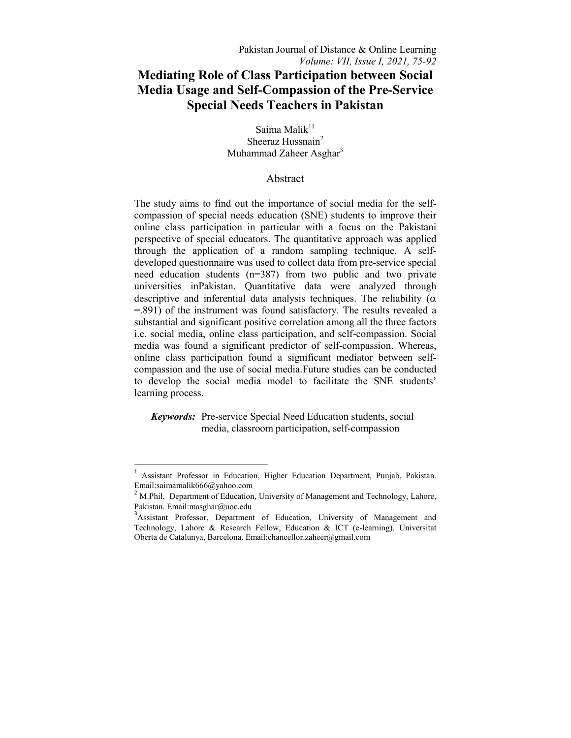# Mediating Role of Class Participation between Social Media Usage and Self-Compassion of the Pre-Service Special Needs Teachers in Pakistan

Saima Malik[11]
Sheeraz Hussnain[2]
Muhammad Zaheer Asghar[3]

## Abstract

The study aims to find out the importance of social media for the self-compassion of special needs education (SNE) students to improve their online class participation in particular with a focus on the Pakistani perspective of special educators. The quantitative approach was applied through the application of a random sampling technique. A self-developed questionnaire was used to collect data from pre-service special need education students (n=387) from two public and two private universities inPakistan. Quantitative data were analyzed through descriptive and inferential data analysis techniques. The reliability ($\alpha$ =.891) of the instrument was found satisfactory. The results revealed a substantial and significant positive correlation among all the three factors i.e. social media, online class participation, and self-compassion. Social media was found a significant predictor of self-compassion. Whereas, online class participation found a significant mediator between self-compassion and the use of social media.Future studies can be conducted to develop the social media model to facilitate the SNE students' learning process.

***Keywords:*** Pre-service Special Need Education students, social media, classroom participation, self-compassion

---

[1] Assistant Professor in Education, Higher Education Department, Punjab, Pakistan. Email:saimamalik666@yahoo.com

[2] M.Phil, Department of Education, University of Management and Technology, Lahore, Pakistan. Email:masghar@uoc.edu

[3] Assistant Professor, Department of Education, University of Management and Technology, Lahore & Research Fellow, Education & ICT (e-learning), Universitat Oberta de Catalunya, Barcelona. Email:chancellor.zaheer@gmail.com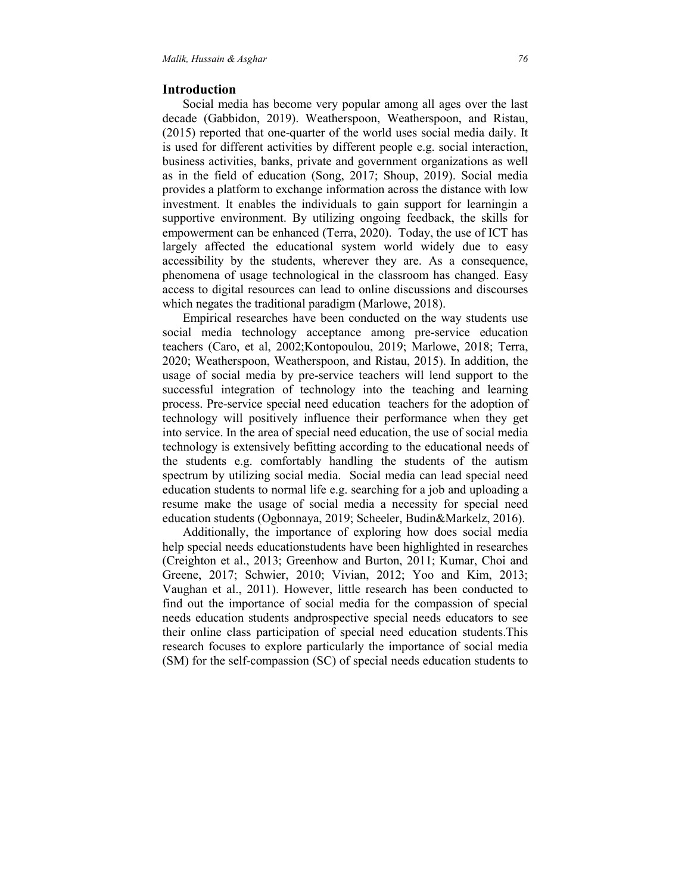## Introduction

Social media has become very popular among all ages over the last decade (Gabbidon, 2019). Weatherspoon, Weatherspoon, and Ristau, (2015) reported that one-quarter of the world uses social media daily. It is used for different activities by different people e.g. social interaction, business activities, banks, private and government organizations as well as in the field of education (Song, 2017; Shoup, 2019). Social media provides a platform to exchange information across the distance with low investment. It enables the individuals to gain support for learningin a supportive environment. By utilizing ongoing feedback, the skills for empowerment can be enhanced (Terra, 2020). Today, the use of ICT has largely affected the educational system world widely due to easy accessibility by the students, wherever they are. As a consequence, phenomena of usage technological in the classroom has changed. Easy access to digital resources can lead to online discussions and discourses which negates the traditional paradigm (Marlowe, 2018).

Empirical researches have been conducted on the way students use social media technology acceptance among pre-service education teachers (Caro, et al, 2002;Kontopoulou, 2019; Marlowe, 2018; Terra, 2020; Weatherspoon, Weatherspoon, and Ristau, 2015). In addition, the usage of social media by pre-service teachers will lend support to the successful integration of technology into the teaching and learning process. Pre-service special need education teachers for the adoption of technology will positively influence their performance when they get into service. In the area of special need education, the use of social media technology is extensively befitting according to the educational needs of the students e.g. comfortably handling the students of the autism spectrum by utilizing social media. Social media can lead special need education students to normal life e.g. searching for a job and uploading a resume make the usage of social media a necessity for special need education students (Ogbonnaya, 2019; Scheeler, Budin&Markelz, 2016).

Additionally, the importance of exploring how does social media help special needs educationstudents have been highlighted in researches (Creighton et al., 2013; Greenhow and Burton, 2011; Kumar, Choi and Greene, 2017; Schwier, 2010; Vivian, 2012; Yoo and Kim, 2013; Vaughan et al., 2011). However, little research has been conducted to find out the importance of social media for the compassion of special needs education students andprospective special needs educators to see their online class participation of special need education students.This research focuses to explore particularly the importance of social media (SM) for the self-compassion (SC) of special needs education students to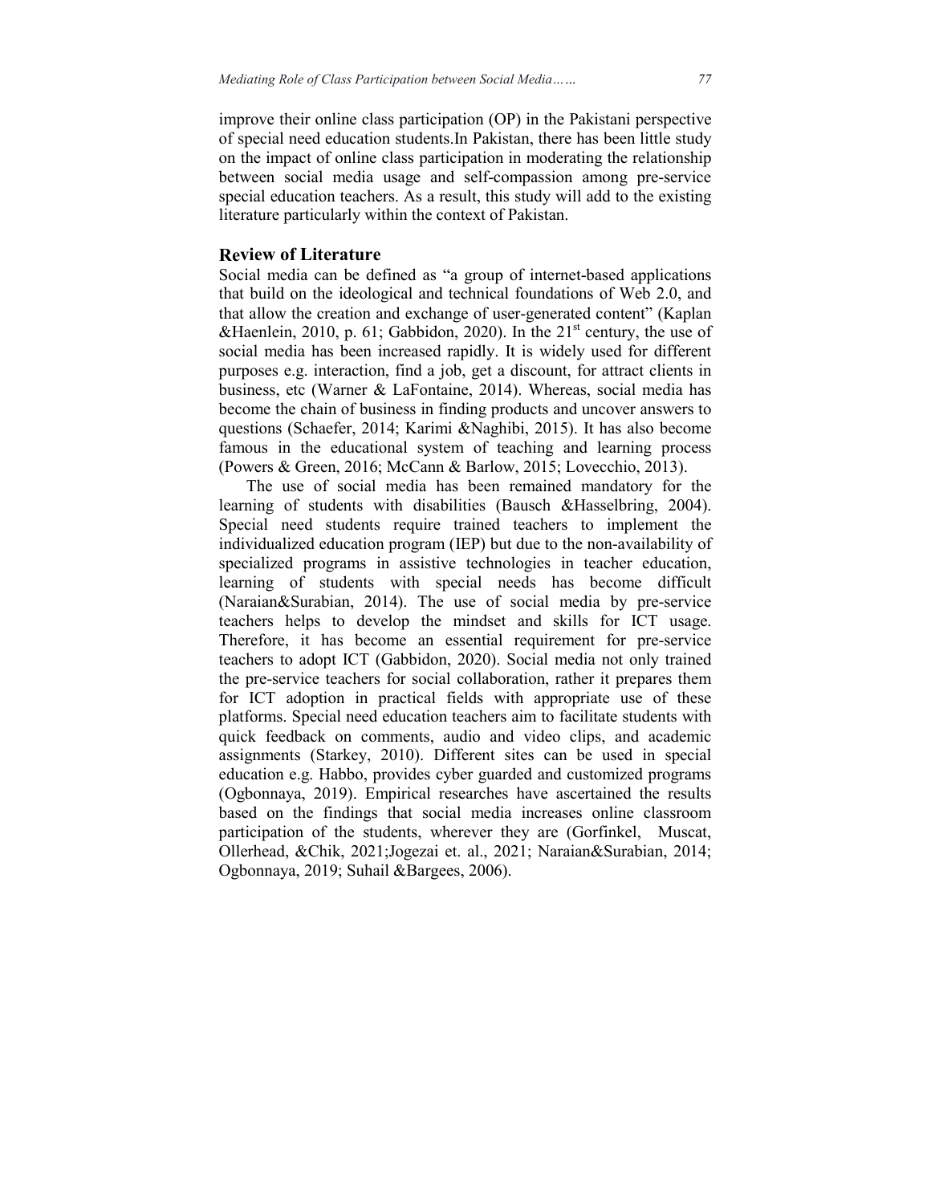improve their online class participation (OP) in the Pakistani perspective of special need education students.In Pakistan, there has been little study on the impact of online class participation in moderating the relationship between social media usage and self-compassion among pre-service special education teachers. As a result, this study will add to the existing literature particularly within the context of Pakistan.

## Review of Literature

Social media can be defined as "a group of internet-based applications that build on the ideological and technical foundations of Web 2.0, and that allow the creation and exchange of user-generated content" (Kaplan &Haenlein, 2010, p. 61; Gabbidon, 2020). In the 21st century, the use of social media has been increased rapidly. It is widely used for different purposes e.g. interaction, find a job, get a discount, for attract clients in business, etc (Warner & LaFontaine, 2014). Whereas, social media has become the chain of business in finding products and uncover answers to questions (Schaefer, 2014; Karimi &Naghibi, 2015). It has also become famous in the educational system of teaching and learning process (Powers & Green, 2016; McCann & Barlow, 2015; Lovecchio, 2013).

The use of social media has been remained mandatory for the learning of students with disabilities (Bausch &Hasselbring, 2004). Special need students require trained teachers to implement the individualized education program (IEP) but due to the non-availability of specialized programs in assistive technologies in teacher education, learning of students with special needs has become difficult (Naraian&Surabian, 2014). The use of social media by pre-service teachers helps to develop the mindset and skills for ICT usage. Therefore, it has become an essential requirement for pre-service teachers to adopt ICT (Gabbidon, 2020). Social media not only trained the pre-service teachers for social collaboration, rather it prepares them for ICT adoption in practical fields with appropriate use of these platforms. Special need education teachers aim to facilitate students with quick feedback on comments, audio and video clips, and academic assignments (Starkey, 2010). Different sites can be used in special education e.g. Habbo, provides cyber guarded and customized programs (Ogbonnaya, 2019). Empirical researches have ascertained the results based on the findings that social media increases online classroom participation of the students, wherever they are (Gorfinkel, Muscat, Ollerhead, &Chik, 2021;Jogezai et. al., 2021; Naraian&Surabian, 2014; Ogbonnaya, 2019; Suhail &Bargees, 2006).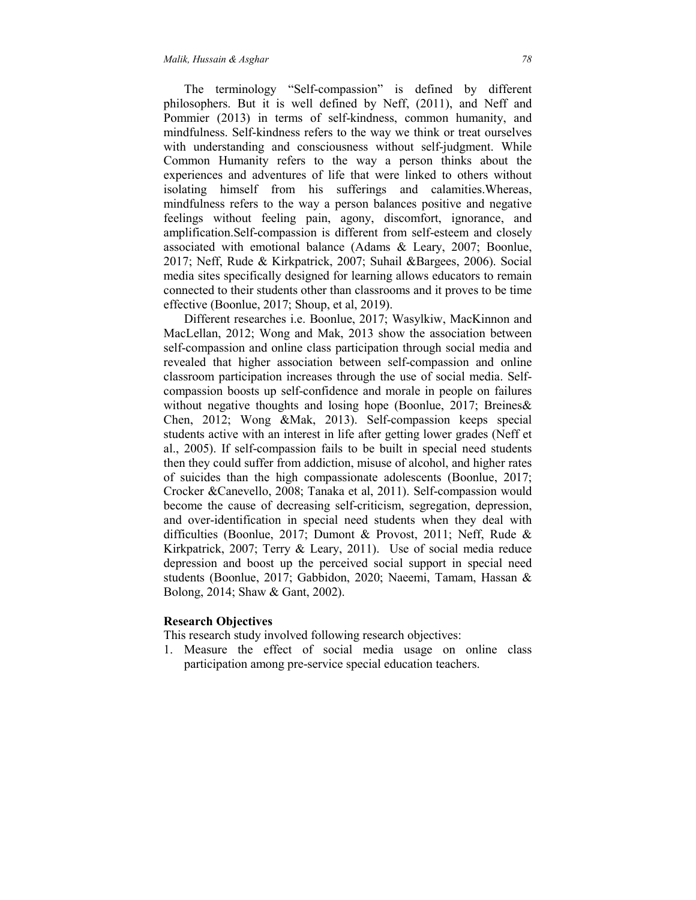The terminology "Self-compassion" is defined by different philosophers. But it is well defined by Neff, (2011), and Neff and Pommier (2013) in terms of self-kindness, common humanity, and mindfulness. Self-kindness refers to the way we think or treat ourselves with understanding and consciousness without self-judgment. While Common Humanity refers to the way a person thinks about the experiences and adventures of life that were linked to others without isolating himself from his sufferings and calamities.Whereas, mindfulness refers to the way a person balances positive and negative feelings without feeling pain, agony, discomfort, ignorance, and amplification.Self-compassion is different from self-esteem and closely associated with emotional balance (Adams & Leary, 2007; Boonlue, 2017; Neff, Rude & Kirkpatrick, 2007; Suhail &Bargees, 2006). Social media sites specifically designed for learning allows educators to remain connected to their students other than classrooms and it proves to be time effective (Boonlue, 2017; Shoup, et al, 2019).

Different researches i.e. Boonlue, 2017; Wasylkiw, MacKinnon and MacLellan, 2012; Wong and Mak, 2013 show the association between self-compassion and online class participation through social media and revealed that higher association between self-compassion and online classroom participation increases through the use of social media. Self-compassion boosts up self-confidence and morale in people on failures without negative thoughts and losing hope (Boonlue, 2017; Breines& Chen, 2012; Wong &Mak, 2013). Self-compassion keeps special students active with an interest in life after getting lower grades (Neff et al., 2005). If self-compassion fails to be built in special need students then they could suffer from addiction, misuse of alcohol, and higher rates of suicides than the high compassionate adolescents (Boonlue, 2017; Crocker &Canevello, 2008; Tanaka et al, 2011). Self-compassion would become the cause of decreasing self-criticism, segregation, depression, and over-identification in special need students when they deal with difficulties (Boonlue, 2017; Dumont & Provost, 2011; Neff, Rude & Kirkpatrick, 2007; Terry & Leary, 2011). Use of social media reduce depression and boost up the perceived social support in special need students (Boonlue, 2017; Gabbidon, 2020; Naeemi, Tamam, Hassan & Bolong, 2014; Shaw & Gant, 2002).

**Research Objectives**

This research study involved following research objectives:

1. Measure the effect of social media usage on online class participation among pre-service special education teachers.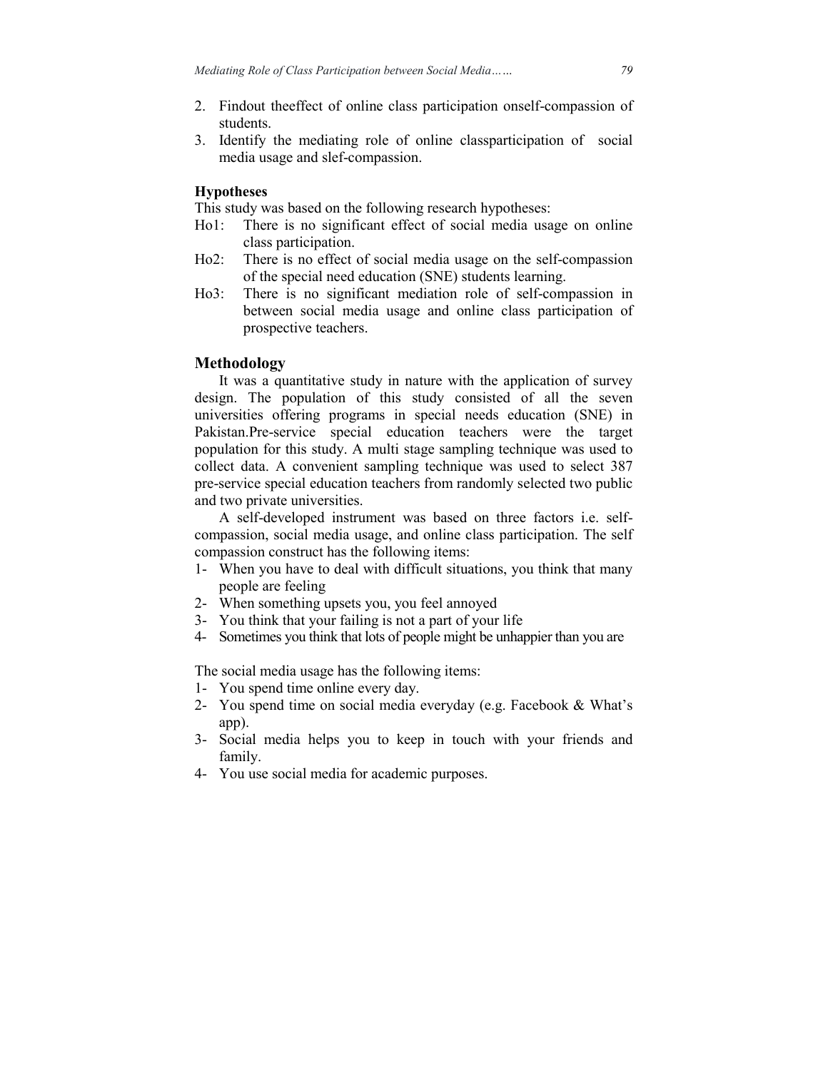2. Findout theeffect of online class participation onself-compassion of students.
3. Identify the mediating role of online classparticipation of social media usage and slef-compassion.

### Hypotheses

This study was based on the following research hypotheses:

Ho1: There is no significant effect of social media usage on online class participation.

Ho2: There is no effect of social media usage on the self-compassion of the special need education (SNE) students learning.

Ho3: There is no significant mediation role of self-compassion in between social media usage and online class participation of prospective teachers.

## Methodology

It was a quantitative study in nature with the application of survey design. The population of this study consisted of all the seven universities offering programs in special needs education (SNE) in Pakistan.Pre-service special education teachers were the target population for this study. A multi stage sampling technique was used to collect data. A convenient sampling technique was used to select 387 pre-service special education teachers from randomly selected two public and two private universities.

A self-developed instrument was based on three factors i.e. self-compassion, social media usage, and online class participation. The self compassion construct has the following items:

1- When you have to deal with difficult situations, you think that many people are feeling
2- When something upsets you, you feel annoyed
3- You think that your failing is not a part of your life
4- Sometimes you think that lots of people might be unhappier than you are

The social media usage has the following items:

1- You spend time online every day.
2- You spend time on social media everyday (e.g. Facebook & What's app).
3- Social media helps you to keep in touch with your friends and family.
4- You use social media for academic purposes.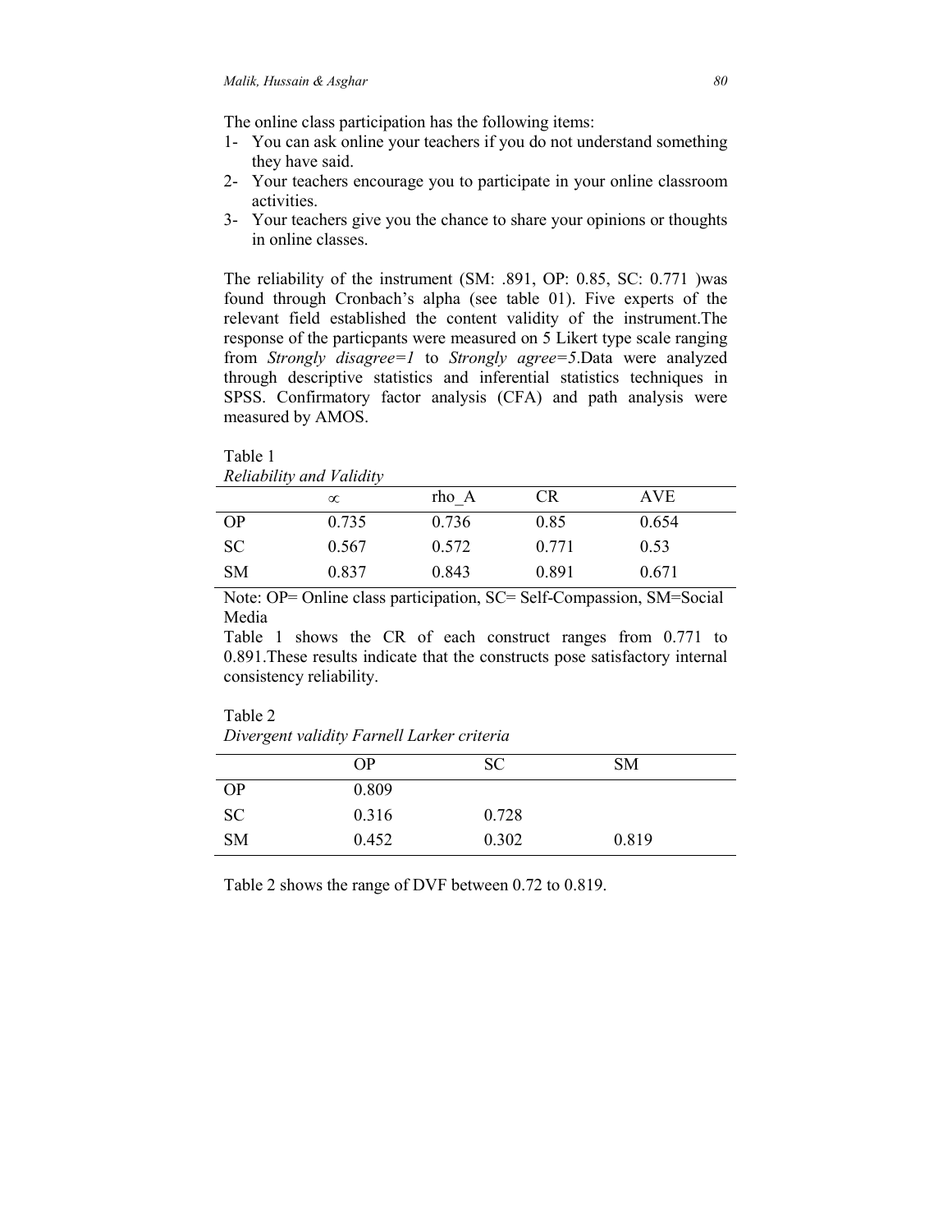The online class participation has the following items:

1- You can ask online your teachers if you do not understand something they have said.
2- Your teachers encourage you to participate in your online classroom activities.
3- Your teachers give you the chance to share your opinions or thoughts in online classes.

The reliability of the instrument (SM: .891, OP: 0.85, SC: 0.771 )was found through Cronbach's alpha (see table 01). Five experts of the relevant field established the content validity of the instrument.The response of the particpants were measured on 5 Likert type scale ranging from *Strongly disagree=1* to *Strongly agree=5*.Data were analyzed through descriptive statistics and inferential statistics techniques in SPSS. Confirmatory factor analysis (CFA) and path analysis were measured by AMOS.

Table 1
*Reliability and Validity*

| | $\propto$ | rho_A | CR | AVE |
|---|---|---|---|---|
| OP | 0.735 | 0.736 | 0.85 | 0.654 |
| SC | 0.567 | 0.572 | 0.771 | 0.53 |
| SM | 0.837 | 0.843 | 0.891 | 0.671 |

Note: OP= Online class participation, SC= Self-Compassion, SM=Social Media

Table 1 shows the CR of each construct ranges from 0.771 to 0.891.These results indicate that the constructs pose satisfactory internal consistency reliability.

Table 2
*Divergent validity Farnell Larker criteria*

| | OP | SC | SM |
|---|---|---|---|
| OP | 0.809 | | |
| SC | 0.316 | 0.728 | |
| SM | 0.452 | 0.302 | 0.819 |

Table 2 shows the range of DVF between 0.72 to 0.819.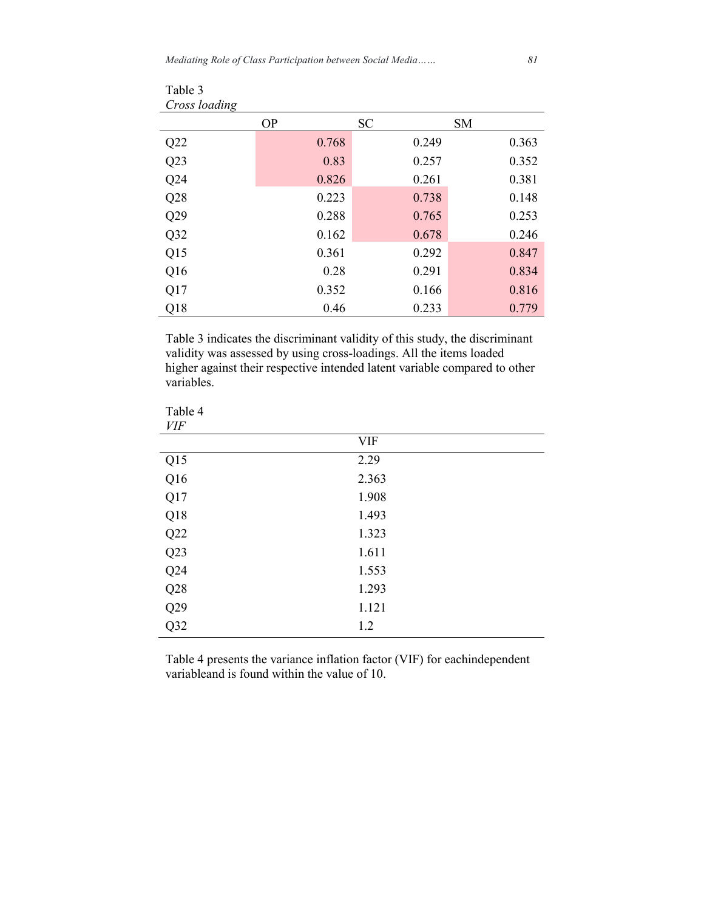Table 3
*Cross loading*

| | OP | SC | SM |
|---|---|---|---|
| Q22 | 0.768 | 0.249 | 0.363 |
| Q23 | 0.83 | 0.257 | 0.352 |
| Q24 | 0.826 | 0.261 | 0.381 |
| Q28 | 0.223 | 0.738 | 0.148 |
| Q29 | 0.288 | 0.765 | 0.253 |
| Q32 | 0.162 | 0.678 | 0.246 |
| Q15 | 0.361 | 0.292 | 0.847 |
| Q16 | 0.28 | 0.291 | 0.834 |
| Q17 | 0.352 | 0.166 | 0.816 |
| Q18 | 0.46 | 0.233 | 0.779 |

Table 3 indicates the discriminant validity of this study, the discriminant validity was assessed by using cross-loadings. All the items loaded higher against their respective intended latent variable compared to other variables.

Table 4
*VIF*

| | VIF |
|---|---|
| Q15 | 2.29 |
| Q16 | 2.363 |
| Q17 | 1.908 |
| Q18 | 1.493 |
| Q22 | 1.323 |
| Q23 | 1.611 |
| Q24 | 1.553 |
| Q28 | 1.293 |
| Q29 | 1.121 |
| Q32 | 1.2 |

Table 4 presents the variance inflation factor (VIF) for eachindependent variableand is found within the value of 10.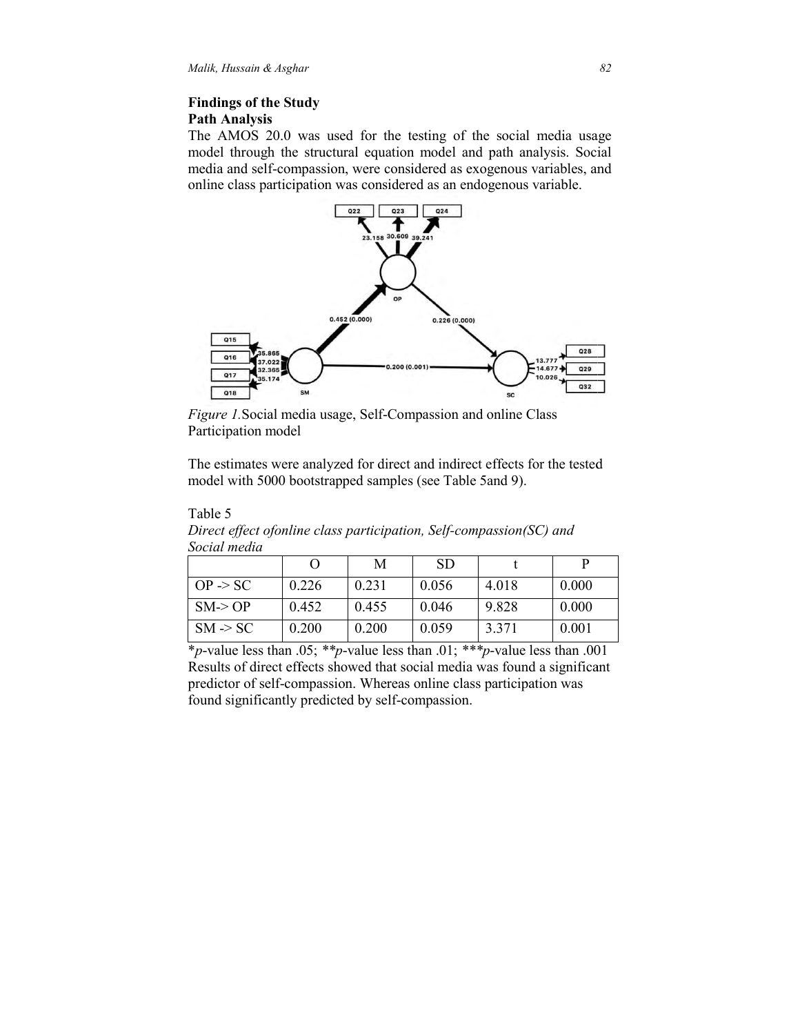## Findings of the Study

### Path Analysis

The AMOS 20.0 was used for the testing of the social media usage model through the structural equation model and path analysis. Social media and self-compassion, were considered as exogenous variables, and online class participation was considered as an endogenous variable.

*Figure 1.* Social media usage, Self-Compassion and online Class Participation model

The estimates were analyzed for direct and indirect effects for the tested model with 5000 bootstrapped samples (see Table 5and 9).

Table 5

*Direct effect ofonline class participation, Self-compassion(SC) and Social media*

| | O | M | SD | t | P |
|---|---|---|---|---|---|
| OP -> SC | 0.226 | 0.231 | 0.056 | 4.018 | 0.000 |
| SM-> OP | 0.452 | 0.455 | 0.046 | 9.828 | 0.000 |
| SM -> SC | 0.200 | 0.200 | 0.059 | 3.371 | 0.001 |

\**p*-value less than .05; \*\**p*-value less than .01; \*\*\**p*-value less than .001

Results of direct effects showed that social media was found a significant predictor of self-compassion. Whereas online class participation was found significantly predicted by self-compassion.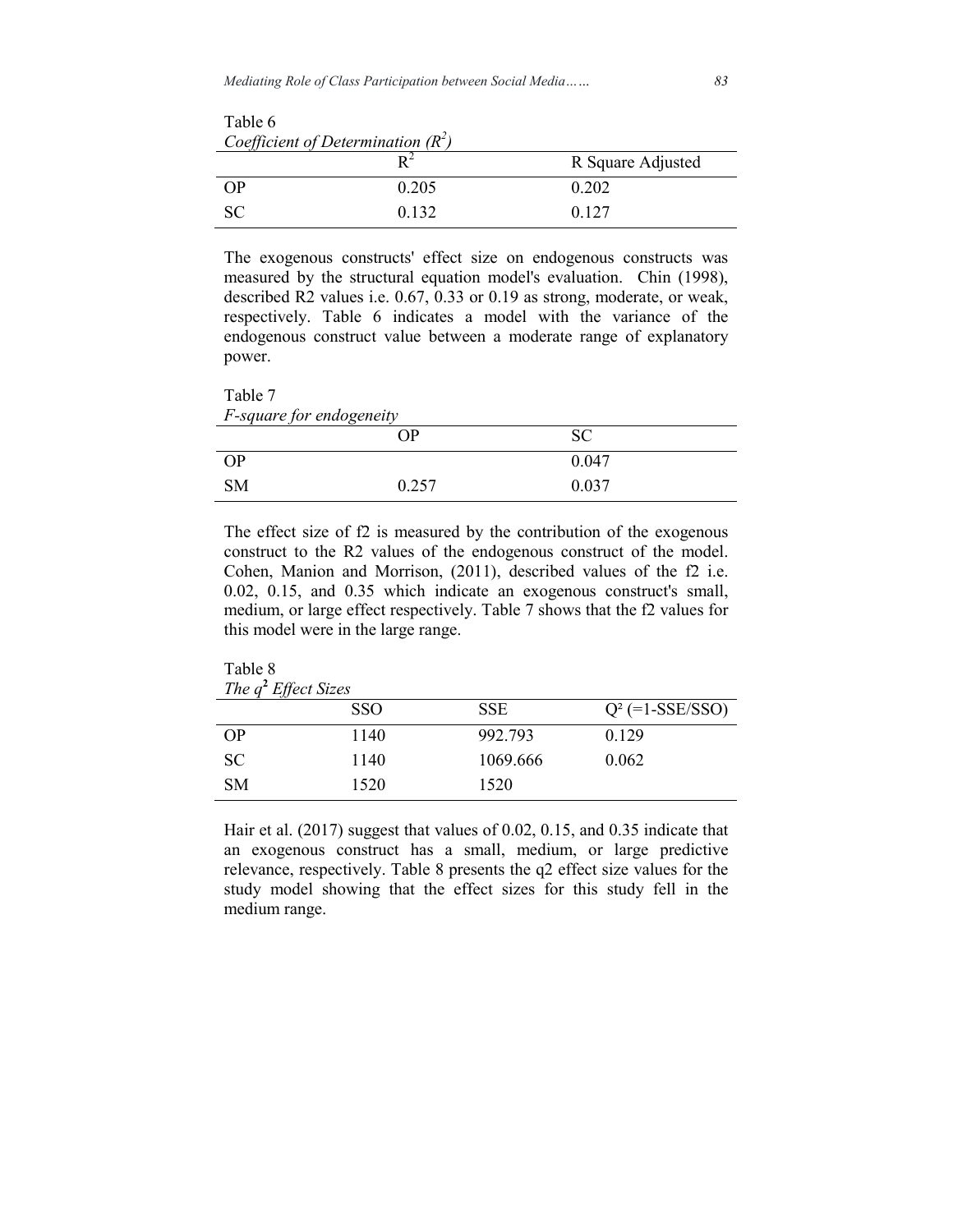Table 6

*Coefficient of Determination ($R^2$)*

| | $R^2$ | R Square Adjusted |
|---|---|---|
| OP | 0.205 | 0.202 |
| SC | 0.132 | 0.127 |

The exogenous constructs' effect size on endogenous constructs was measured by the structural equation model's evaluation. Chin (1998), described R2 values i.e. 0.67, 0.33 or 0.19 as strong, moderate, or weak, respectively. Table 6 indicates a model with the variance of the endogenous construct value between a moderate range of explanatory power.

Table 7

*F-square for endogeneity*

| | OP | SC |
|---|---|---|
| OP | | 0.047 |
| SM | 0.257 | 0.037 |

The effect size of f2 is measured by the contribution of the exogenous construct to the R2 values of the endogenous construct of the model. Cohen, Manion and Morrison, (2011), described values of the f2 i.e. 0.02, 0.15, and 0.35 which indicate an exogenous construct's small, medium, or large effect respectively. Table 7 shows that the f2 values for this model were in the large range.

Table 8

*The $q^2$ Effect Sizes*

| | SSO | SSE | $Q^2$ (=1-SSE/SSO) |
|---|---|---|---|
| OP | 1140 | 992.793 | 0.129 |
| SC | 1140 | 1069.666 | 0.062 |
| SM | 1520 | 1520 | |

Hair et al. (2017) suggest that values of 0.02, 0.15, and 0.35 indicate that an exogenous construct has a small, medium, or large predictive relevance, respectively. Table 8 presents the q2 effect size values for the study model showing that the effect sizes for this study fell in the medium range.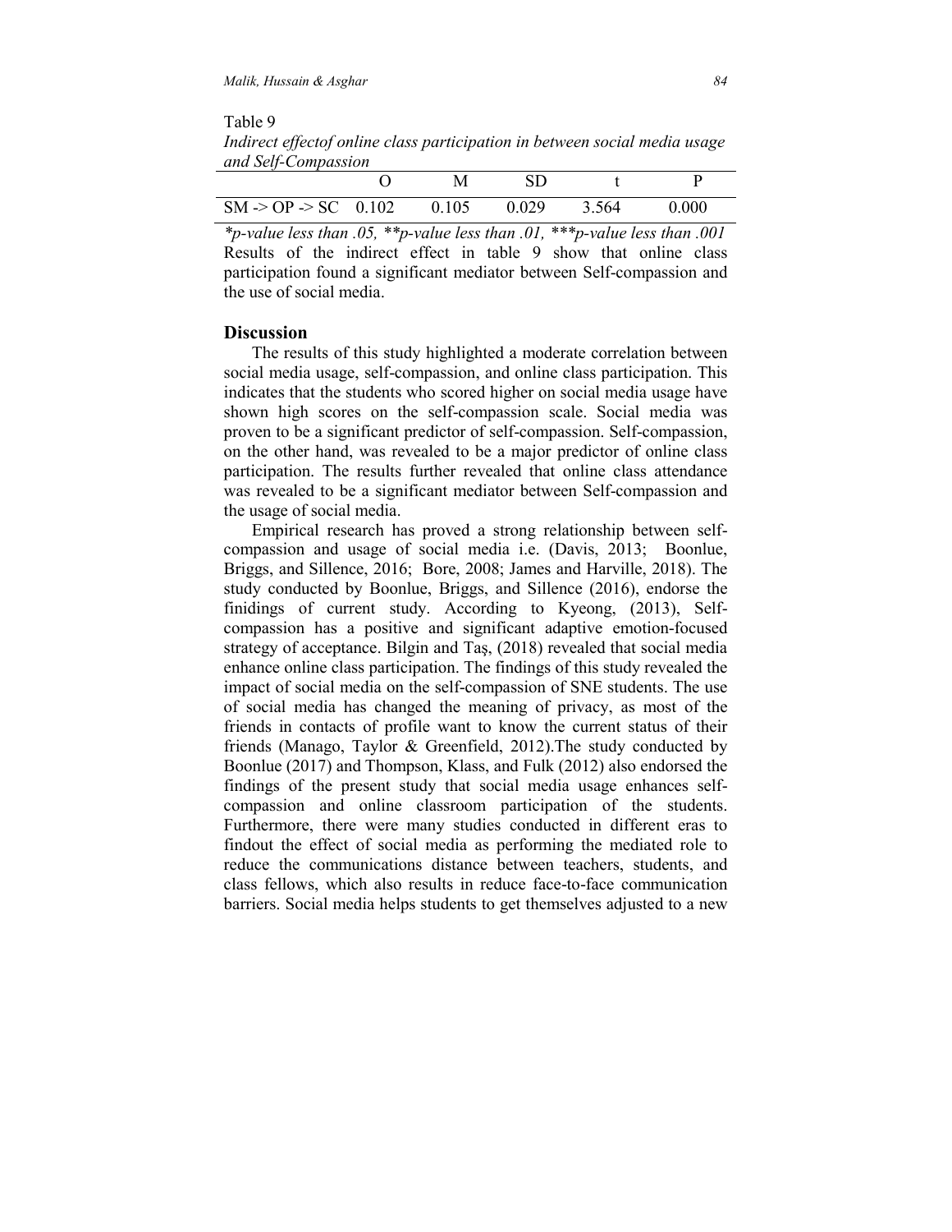Table 9

*Indirect effectof online class participation in between social media usage and Self-Compassion*

| | O | M | SD | t | P |
|---|---|---|---|---|---|
| SM -> OP -> SC | 0.102 | 0.105 | 0.029 | 3.564 | 0.000 |

*\*p-value less than .05, \*\*p-value less than .01, \*\*\*p-value less than .001*

Results of the indirect effect in table 9 show that online class participation found a significant mediator between Self-compassion and the use of social media.

## Discussion

The results of this study highlighted a moderate correlation between social media usage, self-compassion, and online class participation. This indicates that the students who scored higher on social media usage have shown high scores on the self-compassion scale. Social media was proven to be a significant predictor of self-compassion. Self-compassion, on the other hand, was revealed to be a major predictor of online class participation. The results further revealed that online class attendance was revealed to be a significant mediator between Self-compassion and the usage of social media.

Empirical research has proved a strong relationship between self-compassion and usage of social media i.e. (Davis, 2013; Boonlue, Briggs, and Sillence, 2016; Bore, 2008; James and Harville, 2018). The study conducted by Boonlue, Briggs, and Sillence (2016), endorse the finidings of current study. According to Kyeong, (2013), Self-compassion has a positive and significant adaptive emotion-focused strategy of acceptance. Bilgin and Taș, (2018) revealed that social media enhance online class participation. The findings of this study revealed the impact of social media on the self-compassion of SNE students. The use of social media has changed the meaning of privacy, as most of the friends in contacts of profile want to know the current status of their friends (Manago, Taylor & Greenfield, 2012).The study conducted by Boonlue (2017) and Thompson, Klass, and Fulk (2012) also endorsed the findings of the present study that social media usage enhances self-compassion and online classroom participation of the students. Furthermore, there were many studies conducted in different eras to findout the effect of social media as performing the mediated role to reduce the communications distance between teachers, students, and class fellows, which also results in reduce face-to-face communication barriers. Social media helps students to get themselves adjusted to a new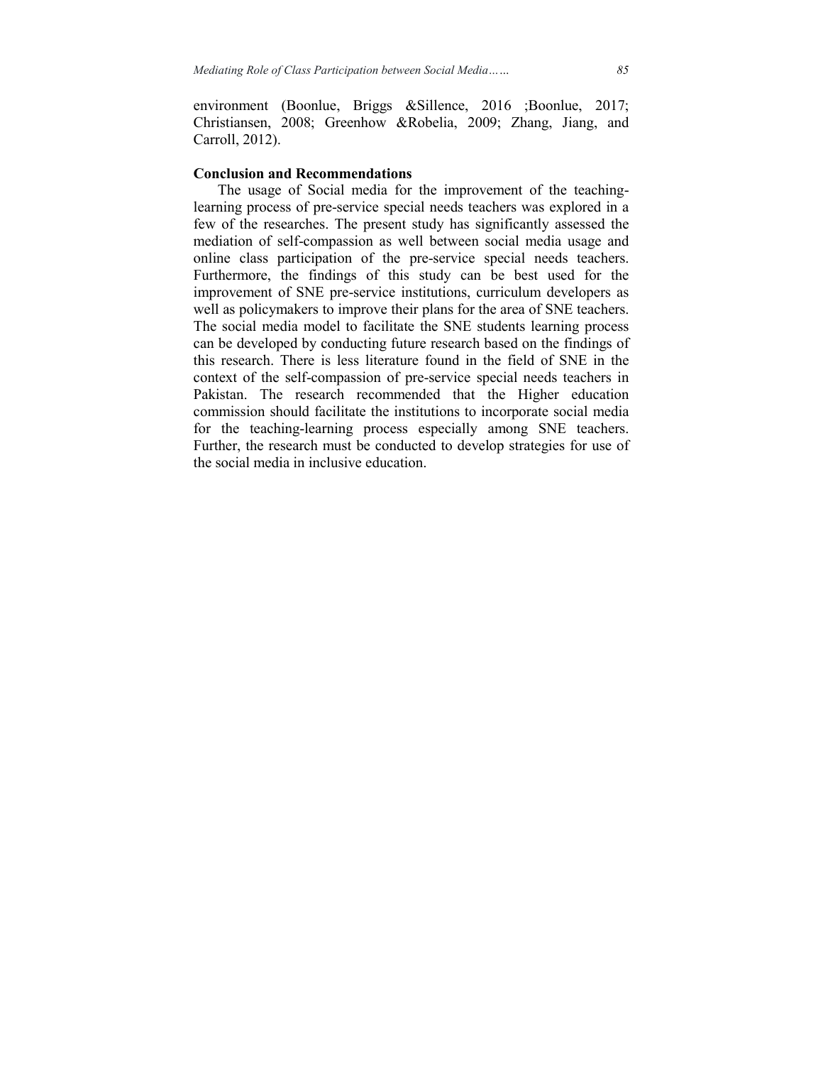environment (Boonlue, Briggs &Sillence, 2016 ;Boonlue, 2017; Christiansen, 2008; Greenhow &Robelia, 2009; Zhang, Jiang, and Carroll, 2012).

**Conclusion and Recommendations**

The usage of Social media for the improvement of the teaching-learning process of pre-service special needs teachers was explored in a few of the researches. The present study has significantly assessed the mediation of self-compassion as well between social media usage and online class participation of the pre-service special needs teachers. Furthermore, the findings of this study can be best used for the improvement of SNE pre-service institutions, curriculum developers as well as policymakers to improve their plans for the area of SNE teachers. The social media model to facilitate the SNE students learning process can be developed by conducting future research based on the findings of this research. There is less literature found in the field of SNE in the context of the self-compassion of pre-service special needs teachers in Pakistan. The research recommended that the Higher education commission should facilitate the institutions to incorporate social media for the teaching-learning process especially among SNE teachers. Further, the research must be conducted to develop strategies for use of the social media in inclusive education.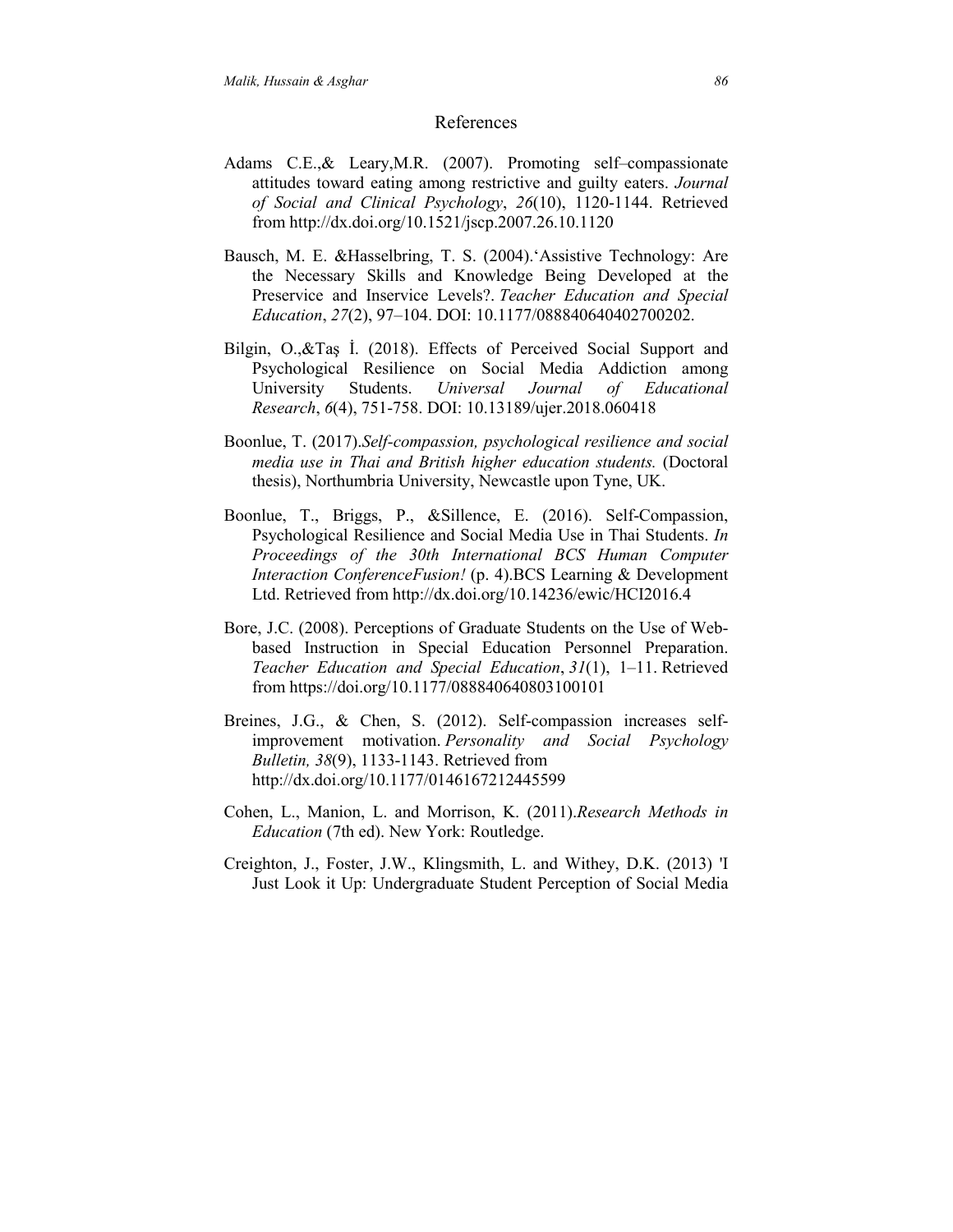## References

Adams C.E.,& Leary,M.R. (2007). Promoting self–compassionate attitudes toward eating among restrictive and guilty eaters. *Journal of Social and Clinical Psychology*, *26*(10), 1120-1144. Retrieved from http://dx.doi.org/10.1521/jscp.2007.26.10.1120

Bausch, M. E. &Hasselbring, T. S. (2004).'Assistive Technology: Are the Necessary Skills and Knowledge Being Developed at the Preservice and Inservice Levels?. *Teacher Education and Special Education*, *27*(2), 97–104. DOI: 10.1177/088840640402700202.

Bilgin, O.,&Taş İ. (2018). Effects of Perceived Social Support and Psychological Resilience on Social Media Addiction among University Students. *Universal Journal of Educational Research*, *6*(4), 751-758. DOI: 10.13189/ujer.2018.060418

Boonlue, T. (2017).*Self-compassion, psychological resilience and social media use in Thai and British higher education students.* (Doctoral thesis), Northumbria University, Newcastle upon Tyne, UK.

Boonlue, T., Briggs, P., &Sillence, E. (2016). Self-Compassion, Psychological Resilience and Social Media Use in Thai Students. *In Proceedings of the 30th International BCS Human Computer Interaction ConferenceFusion!* (p. 4).BCS Learning & Development Ltd. Retrieved from http://dx.doi.org/10.14236/ewic/HCI2016.4

Bore, J.C. (2008). Perceptions of Graduate Students on the Use of Web-based Instruction in Special Education Personnel Preparation. *Teacher Education and Special Education*, *31*(1), 1–11. Retrieved from https://doi.org/10.1177/088840640803100101

Breines, J.G., & Chen, S. (2012). Self-compassion increases self-improvement motivation. *Personality and Social Psychology Bulletin, 38*(9), 1133-1143. Retrieved from http://dx.doi.org/10.1177/0146167212445599

Cohen, L., Manion, L. and Morrison, K. (2011).*Research Methods in Education* (7th ed). New York: Routledge.

Creighton, J., Foster, J.W., Klingsmith, L. and Withey, D.K. (2013) 'I Just Look it Up: Undergraduate Student Perception of Social Media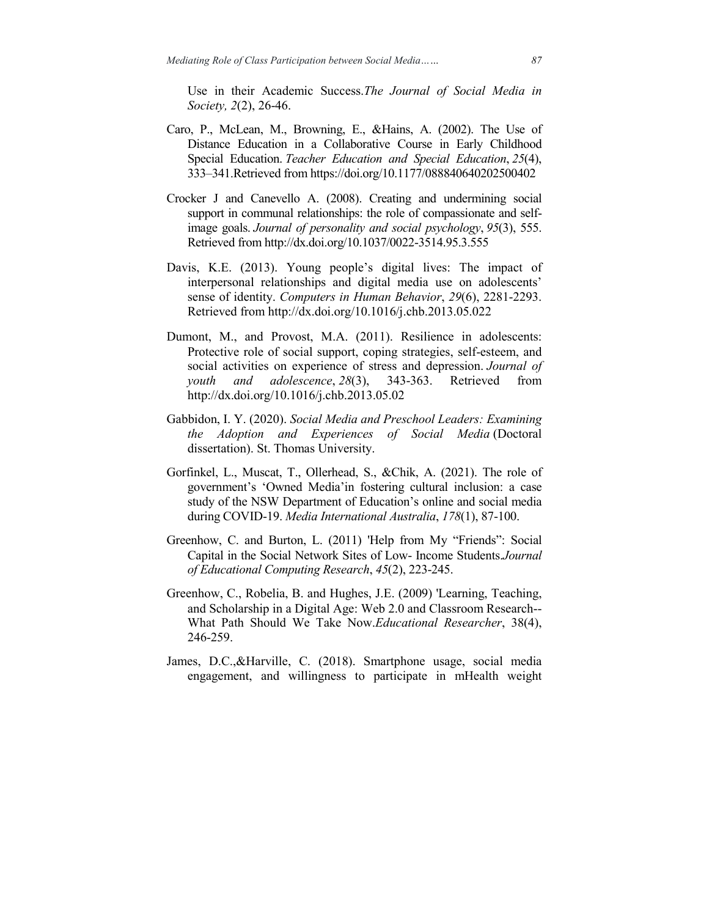Use in their Academic Success.*The Journal of Social Media in Society, 2*(2), 26-46.

Caro, P., McLean, M., Browning, E., &Hains, A. (2002). The Use of Distance Education in a Collaborative Course in Early Childhood Special Education. *Teacher Education and Special Education*, *25*(4), 333–341.Retrieved from https://doi.org/10.1177/088840640202500402

Crocker J and Canevello A. (2008). Creating and undermining social support in communal relationships: the role of compassionate and self-image goals. *Journal of personality and social psychology*, *95*(3), 555. Retrieved from http://dx.doi.org/10.1037/0022-3514.95.3.555

Davis, K.E. (2013). Young people's digital lives: The impact of interpersonal relationships and digital media use on adolescents' sense of identity. *Computers in Human Behavior*, *29*(6), 2281-2293. Retrieved from http://dx.doi.org/10.1016/j.chb.2013.05.022

Dumont, M., and Provost, M.A. (2011). Resilience in adolescents: Protective role of social support, coping strategies, self-esteem, and social activities on experience of stress and depression. *Journal of youth and adolescence*, *28*(3), 343-363. Retrieved from http://dx.doi.org/10.1016/j.chb.2013.05.02

Gabbidon, I. Y. (2020). *Social Media and Preschool Leaders: Examining the Adoption and Experiences of Social Media* (Doctoral dissertation). St. Thomas University.

Gorfinkel, L., Muscat, T., Ollerhead, S., &Chik, A. (2021). The role of government's 'Owned Media'in fostering cultural inclusion: a case study of the NSW Department of Education's online and social media during COVID-19. *Media International Australia*, *178*(1), 87-100.

Greenhow, C. and Burton, L. (2011) 'Help from My "Friends": Social Capital in the Social Network Sites of Low- Income Students.*Journal of Educational Computing Research*, *45*(2), 223-245.

Greenhow, C., Robelia, B. and Hughes, J.E. (2009) 'Learning, Teaching, and Scholarship in a Digital Age: Web 2.0 and Classroom Research--What Path Should We Take Now.*Educational Researcher*, 38(4), 246-259.

James, D.C.,&Harville, C. (2018). Smartphone usage, social media engagement, and willingness to participate in mHealth weight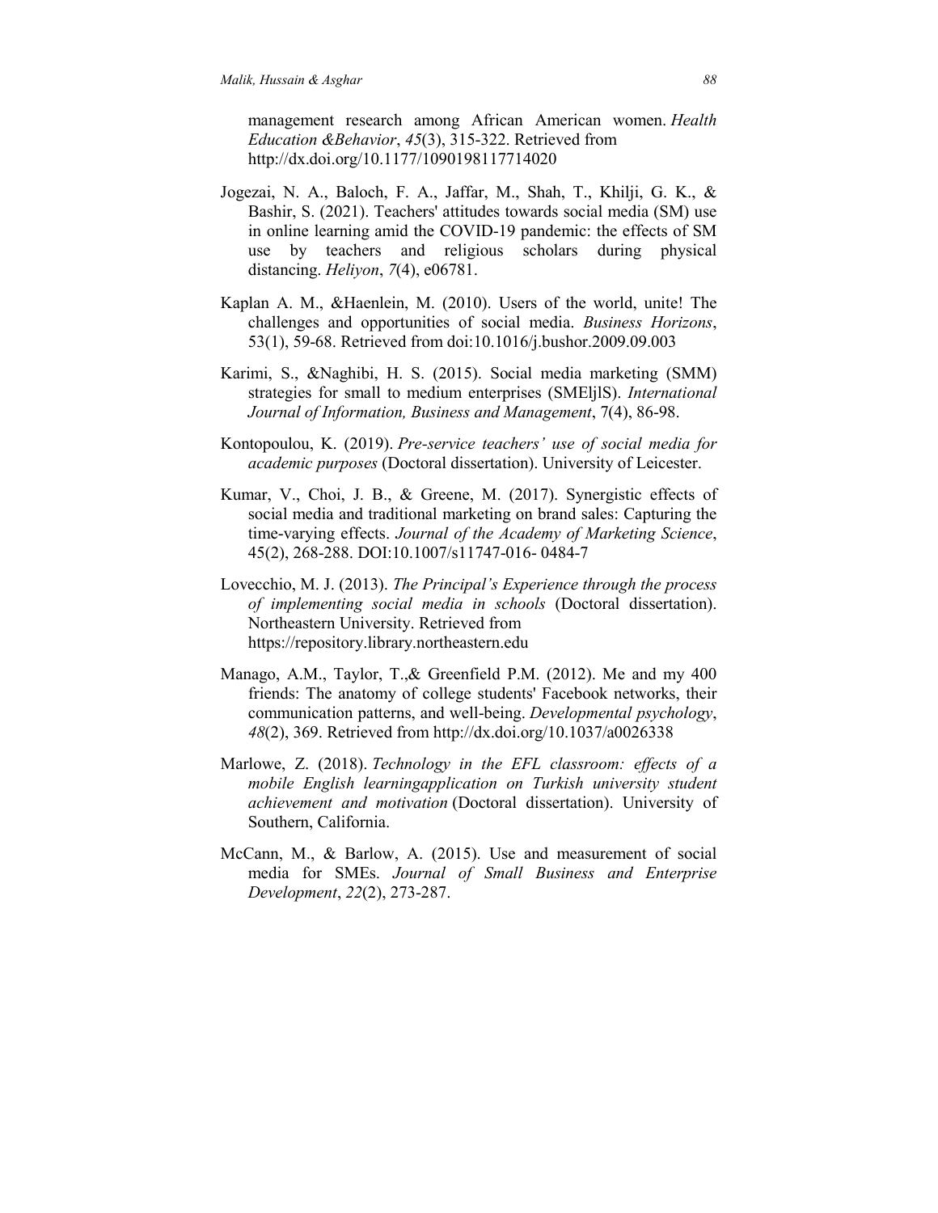management research among African American women. *Health Education &Behavior*, *45*(3), 315-322. Retrieved from http://dx.doi.org/10.1177/1090198117714020

Jogezai, N. A., Baloch, F. A., Jaffar, M., Shah, T., Khilji, G. K., & Bashir, S. (2021). Teachers' attitudes towards social media (SM) use in online learning amid the COVID-19 pandemic: the effects of SM use by teachers and religious scholars during physical distancing. *Heliyon*, *7*(4), e06781.

Kaplan A. M., &Haenlein, M. (2010). Users of the world, unite! The challenges and opportunities of social media. *Business Horizons*, 53(1), 59-68. Retrieved from doi:10.1016/j.bushor.2009.09.003

Karimi, S., &Naghibi, H. S. (2015). Social media marketing (SMM) strategies for small to medium enterprises (SMEljlS). *International Journal of Information, Business and Management*, 7(4), 86-98.

Kontopoulou, K. (2019). *Pre-service teachers' use of social media for academic purposes* (Doctoral dissertation). University of Leicester.

Kumar, V., Choi, J. B., & Greene, M. (2017). Synergistic effects of social media and traditional marketing on brand sales: Capturing the time-varying effects. *Journal of the Academy of Marketing Science*, 45(2), 268-288. DOI:10.1007/s11747-016- 0484-7

Lovecchio, M. J. (2013). *The Principal's Experience through the process of implementing social media in schools* (Doctoral dissertation). Northeastern University. Retrieved from https://repository.library.northeastern.edu

Manago, A.M., Taylor, T.,& Greenfield P.M. (2012). Me and my 400 friends: The anatomy of college students' Facebook networks, their communication patterns, and well-being. *Developmental psychology*, *48*(2), 369. Retrieved from http://dx.doi.org/10.1037/a0026338

Marlowe, Z. (2018). *Technology in the EFL classroom: effects of a mobile English learningapplication on Turkish university student achievement and motivation* (Doctoral dissertation). University of Southern, California.

McCann, M., & Barlow, A. (2015). Use and measurement of social media for SMEs. *Journal of Small Business and Enterprise Development*, *22*(2), 273-287.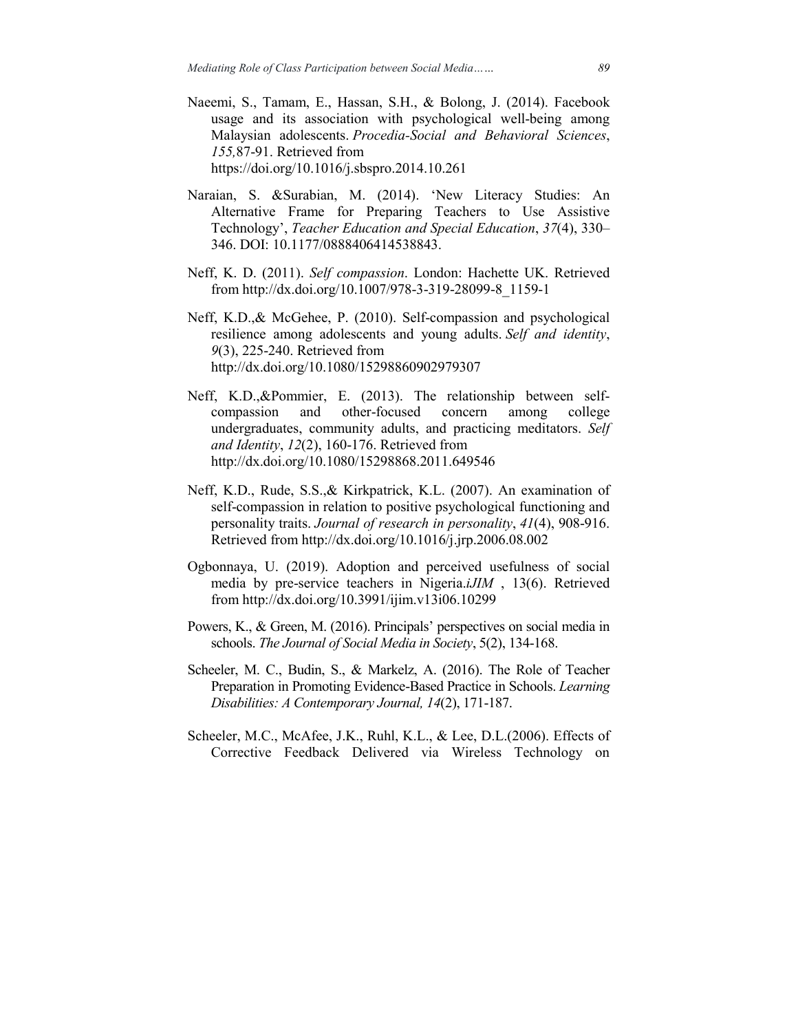Naeemi, S., Tamam, E., Hassan, S.H., & Bolong, J. (2014). Facebook usage and its association with psychological well-being among Malaysian adolescents. *Procedia-Social and Behavioral Sciences*, *155,*87-91. Retrieved from https://doi.org/10.1016/j.sbspro.2014.10.261

Naraian, S. &Surabian, M. (2014). 'New Literacy Studies: An Alternative Frame for Preparing Teachers to Use Assistive Technology', *Teacher Education and Special Education*, *37*(4), 330–346. DOI: 10.1177/0888406414538843.

Neff, K. D. (2011). *Self compassion*. London: Hachette UK. Retrieved from http://dx.doi.org/10.1007/978-3-319-28099-8_1159-1

Neff, K.D.,& McGehee, P. (2010). Self-compassion and psychological resilience among adolescents and young adults. *Self and identity*, *9*(3), 225-240. Retrieved from http://dx.doi.org/10.1080/15298860902979307

Neff, K.D.,&Pommier, E. (2013). The relationship between self-compassion and other-focused concern among college undergraduates, community adults, and practicing meditators. *Self and Identity*, *12*(2), 160-176. Retrieved from http://dx.doi.org/10.1080/15298868.2011.649546

Neff, K.D., Rude, S.S.,& Kirkpatrick, K.L. (2007). An examination of self-compassion in relation to positive psychological functioning and personality traits. *Journal of research in personality*, *41*(4), 908-916. Retrieved from http://dx.doi.org/10.1016/j.jrp.2006.08.002

Ogbonnaya, U. (2019). Adoption and perceived usefulness of social media by pre-service teachers in Nigeria.*iJIM* , 13(6). Retrieved from http://dx.doi.org/10.3991/ijim.v13i06.10299

Powers, K., & Green, M. (2016). Principals' perspectives on social media in schools. *The Journal of Social Media in Society*, 5(2), 134-168.

Scheeler, M. C., Budin, S., & Markelz, A. (2016). The Role of Teacher Preparation in Promoting Evidence-Based Practice in Schools. *Learning Disabilities: A Contemporary Journal, 14*(2), 171-187.

Scheeler, M.C., McAfee, J.K., Ruhl, K.L., & Lee, D.L.(2006). Effects of Corrective Feedback Delivered via Wireless Technology on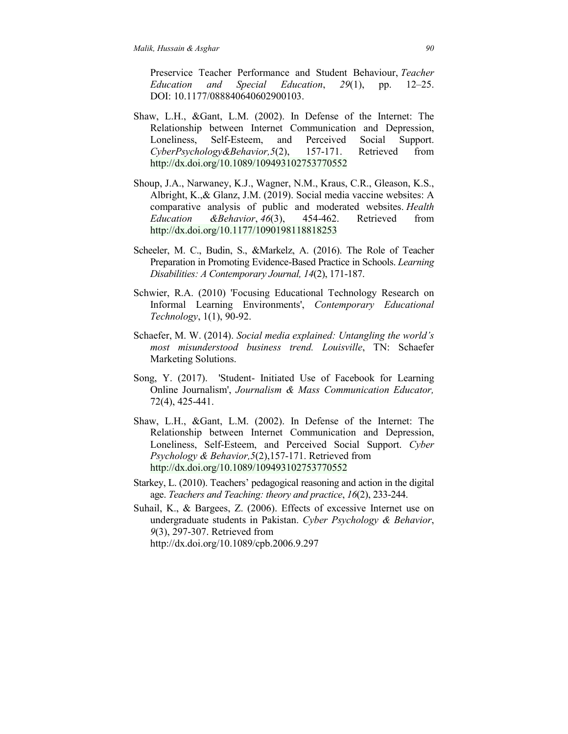Preservice Teacher Performance and Student Behaviour, *Teacher Education and Special Education*, *29*(1), pp. 12–25. DOI: 10.1177/088840640602900103.

Shaw, L.H., &Gant, L.M. (2002). In Defense of the Internet: The Relationship between Internet Communication and Depression, Loneliness, Self-Esteem, and Perceived Social Support. *CyberPsychology&Behavior,5*(2), 157-171. Retrieved from http://dx.doi.org/10.1089/109493102753770552

Shoup, J.A., Narwaney, K.J., Wagner, N.M., Kraus, C.R., Gleason, K.S., Albright, K.,& Glanz, J.M. (2019). Social media vaccine websites: A comparative analysis of public and moderated websites. *Health Education &Behavior*, *46*(3), 454-462. Retrieved from http://dx.doi.org/10.1177/1090198118818253

Scheeler, M. C., Budin, S., &Markelz, A. (2016). The Role of Teacher Preparation in Promoting Evidence-Based Practice in Schools. *Learning Disabilities: A Contemporary Journal, 14*(2), 171-187.

Schwier, R.A. (2010) 'Focusing Educational Technology Research on Informal Learning Environments', *Contemporary Educational Technology*, 1(1), 90-92.

Schaefer, M. W. (2014). *Social media explained: Untangling the world's most misunderstood business trend. Louisville*, TN: Schaefer Marketing Solutions.

Song, Y. (2017). 'Student- Initiated Use of Facebook for Learning Online Journalism', *Journalism & Mass Communication Educator,* 72(4), 425-441.

Shaw, L.H., &Gant, L.M. (2002). In Defense of the Internet: The Relationship between Internet Communication and Depression, Loneliness, Self-Esteem, and Perceived Social Support. *Cyber Psychology & Behavior,5*(2),157-171. Retrieved from http://dx.doi.org/10.1089/109493102753770552

Starkey, L. (2010). Teachers' pedagogical reasoning and action in the digital age. *Teachers and Teaching: theory and practice*, *16*(2), 233-244.

Suhail, K., & Bargees, Z. (2006). Effects of excessive Internet use on undergraduate students in Pakistan. *Cyber Psychology & Behavior*, *9*(3), 297-307. Retrieved from http://dx.doi.org/10.1089/cpb.2006.9.297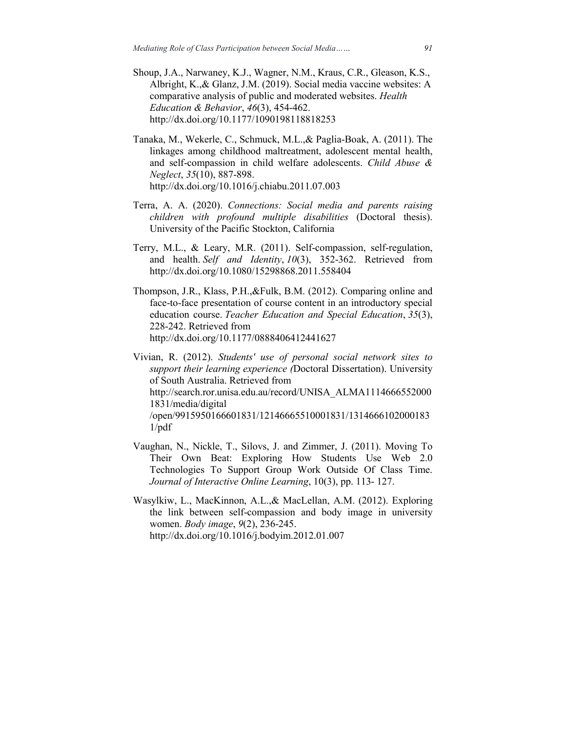Shoup, J.A., Narwaney, K.J., Wagner, N.M., Kraus, C.R., Gleason, K.S., Albright, K.,& Glanz, J.M. (2019). Social media vaccine websites: A comparative analysis of public and moderated websites. *Health Education & Behavior*, *46*(3), 454-462. http://dx.doi.org/10.1177/1090198118818253

Tanaka, M., Wekerle, C., Schmuck, M.L.,& Paglia-Boak, A. (2011). The linkages among childhood maltreatment, adolescent mental health, and self-compassion in child welfare adolescents. *Child Abuse & Neglect*, *35*(10), 887-898. http://dx.doi.org/10.1016/j.chiabu.2011.07.003

Terra, A. A. (2020). *Connections: Social media and parents raising children with profound multiple disabilities* (Doctoral thesis). University of the Pacific Stockton, California

Terry, M.L., & Leary, M.R. (2011). Self-compassion, self-regulation, and health. *Self and Identity*, *10*(3), 352-362. Retrieved from http://dx.doi.org/10.1080/15298868.2011.558404

Thompson, J.R., Klass, P.H.,&Fulk, B.M. (2012). Comparing online and face-to-face presentation of course content in an introductory special education course. *Teacher Education and Special Education*, *35*(3), 228-242. Retrieved from http://dx.doi.org/10.1177/0888406412441627

Vivian, R. (2012). *Students' use of personal social network sites to support their learning experience (*Doctoral Dissertation). University of South Australia. Retrieved from http://search.ror.unisa.edu.au/record/UNISA_ALMA1114666552000 1831/media/digital /open/9915950166601831/12146665510001831/1314666102000183 1/pdf

Vaughan, N., Nickle, T., Silovs, J. and Zimmer, J. (2011). Moving To Their Own Beat: Exploring How Students Use Web 2.0 Technologies To Support Group Work Outside Of Class Time. *Journal of Interactive Online Learning*, 10(3), pp. 113- 127.

Wasylkiw, L., MacKinnon, A.L.,& MacLellan, A.M. (2012). Exploring the link between self-compassion and body image in university women. *Body image*, *9*(2), 236-245. http://dx.doi.org/10.1016/j.bodyim.2012.01.007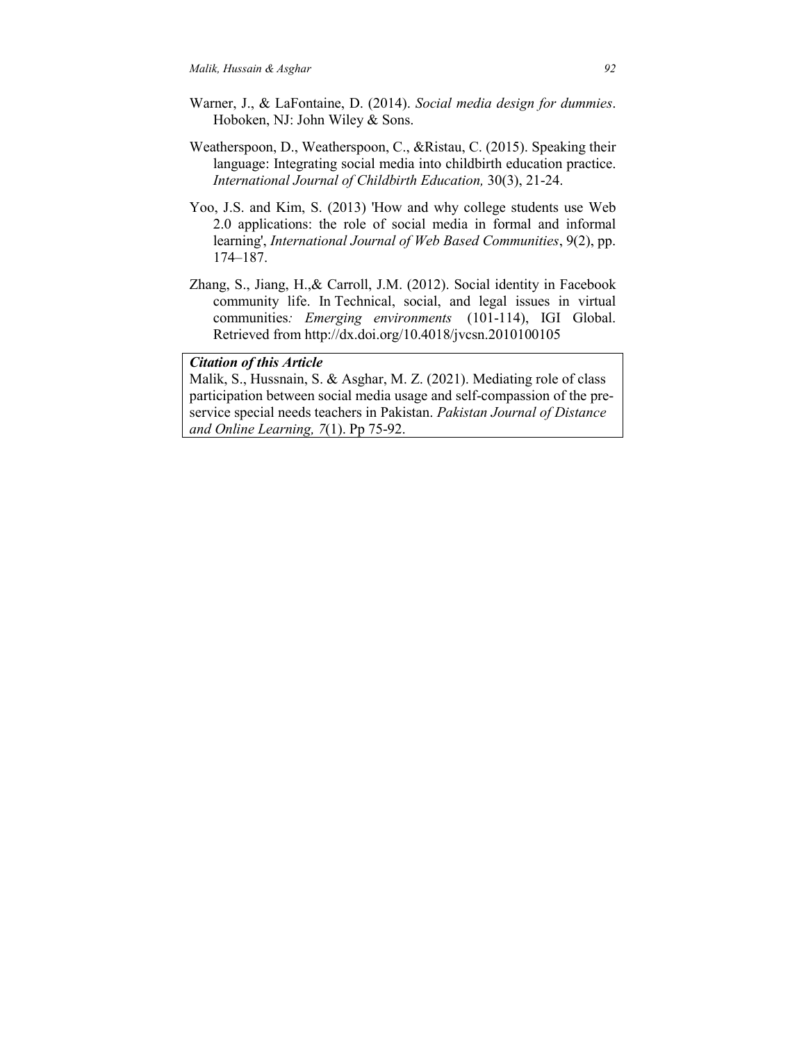Warner, J., & LaFontaine, D. (2014). *Social media design for dummies*. Hoboken, NJ: John Wiley & Sons.

Weatherspoon, D., Weatherspoon, C., &Ristau, C. (2015). Speaking their language: Integrating social media into childbirth education practice. *International Journal of Childbirth Education,* 30(3), 21-24.

Yoo, J.S. and Kim, S. (2013) 'How and why college students use Web 2.0 applications: the role of social media in formal and informal learning', *International Journal of Web Based Communities*, 9(2), pp. 174–187.

Zhang, S., Jiang, H.,& Carroll, J.M. (2012). Social identity in Facebook community life. In Technical, social, and legal issues in virtual communities*: Emerging environments* (101-114), IGI Global. Retrieved from http://dx.doi.org/10.4018/jvcsn.2010100105

***Citation of this Article***

Malik, S., Hussnain, S. & Asghar, M. Z. (2021). Mediating role of class participation between social media usage and self-compassion of the pre-service special needs teachers in Pakistan. *Pakistan Journal of Distance and Online Learning, 7*(1). Pp 75-92.